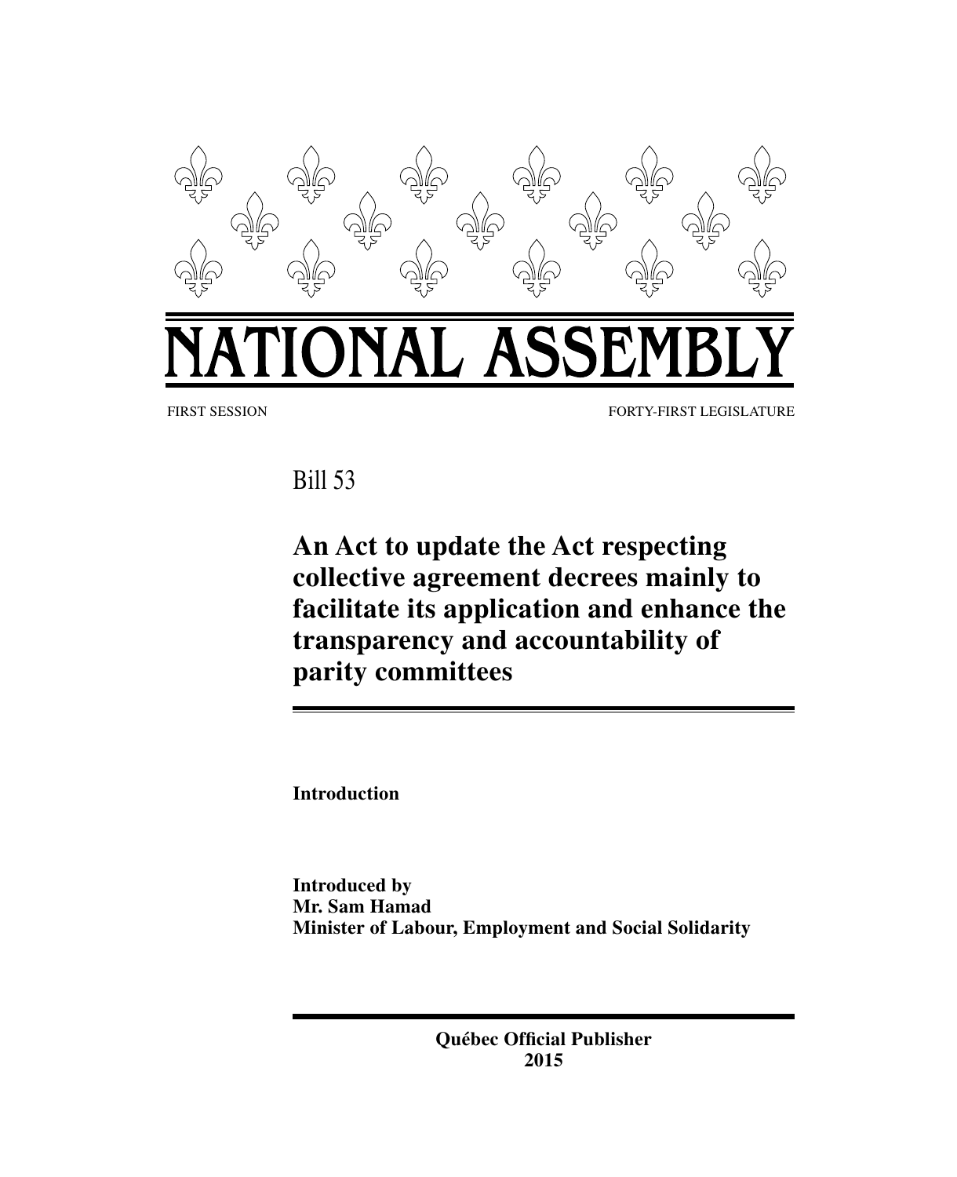# NATIONAL ASSEMBLY

FIRST SESSION FORTY-FIRST LEGISLATURE

Bill 53

## An Act to update the Act respecting collective agreement decrees mainly to facilitate its application and enhance the transparency and accountability of parity committees

**Introduction**

**Introduced by**
**Mr. Sam Hamad**
**Minister of Labour, Employment and Social Solidarity**

**Québec Official Publisher**
**2015**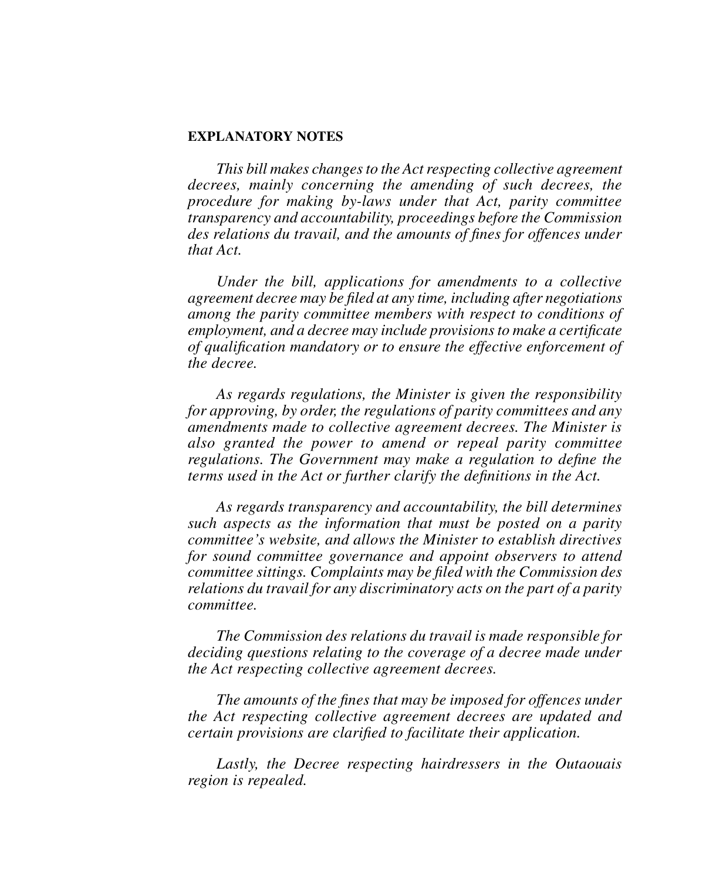**EXPLANATORY NOTES**

*This bill makes changes to the Act respecting collective agreement decrees, mainly concerning the amending of such decrees, the procedure for making by-laws under that Act, parity committee transparency and accountability, proceedings before the Commission des relations du travail, and the amounts of fines for offences under that Act.*

*Under the bill, applications for amendments to a collective agreement decree may be filed at any time, including after negotiations among the parity committee members with respect to conditions of employment, and a decree may include provisions to make a certificate of qualification mandatory or to ensure the effective enforcement of the decree.*

*As regards regulations, the Minister is given the responsibility for approving, by order, the regulations of parity committees and any amendments made to collective agreement decrees. The Minister is also granted the power to amend or repeal parity committee regulations. The Government may make a regulation to define the terms used in the Act or further clarify the definitions in the Act.*

*As regards transparency and accountability, the bill determines such aspects as the information that must be posted on a parity committee's website, and allows the Minister to establish directives for sound committee governance and appoint observers to attend committee sittings. Complaints may be filed with the Commission des relations du travail for any discriminatory acts on the part of a parity committee.*

*The Commission des relations du travail is made responsible for deciding questions relating to the coverage of a decree made under the Act respecting collective agreement decrees.*

*The amounts of the fines that may be imposed for offences under the Act respecting collective agreement decrees are updated and certain provisions are clarified to facilitate their application.*

*Lastly, the Decree respecting hairdressers in the Outaouais region is repealed.*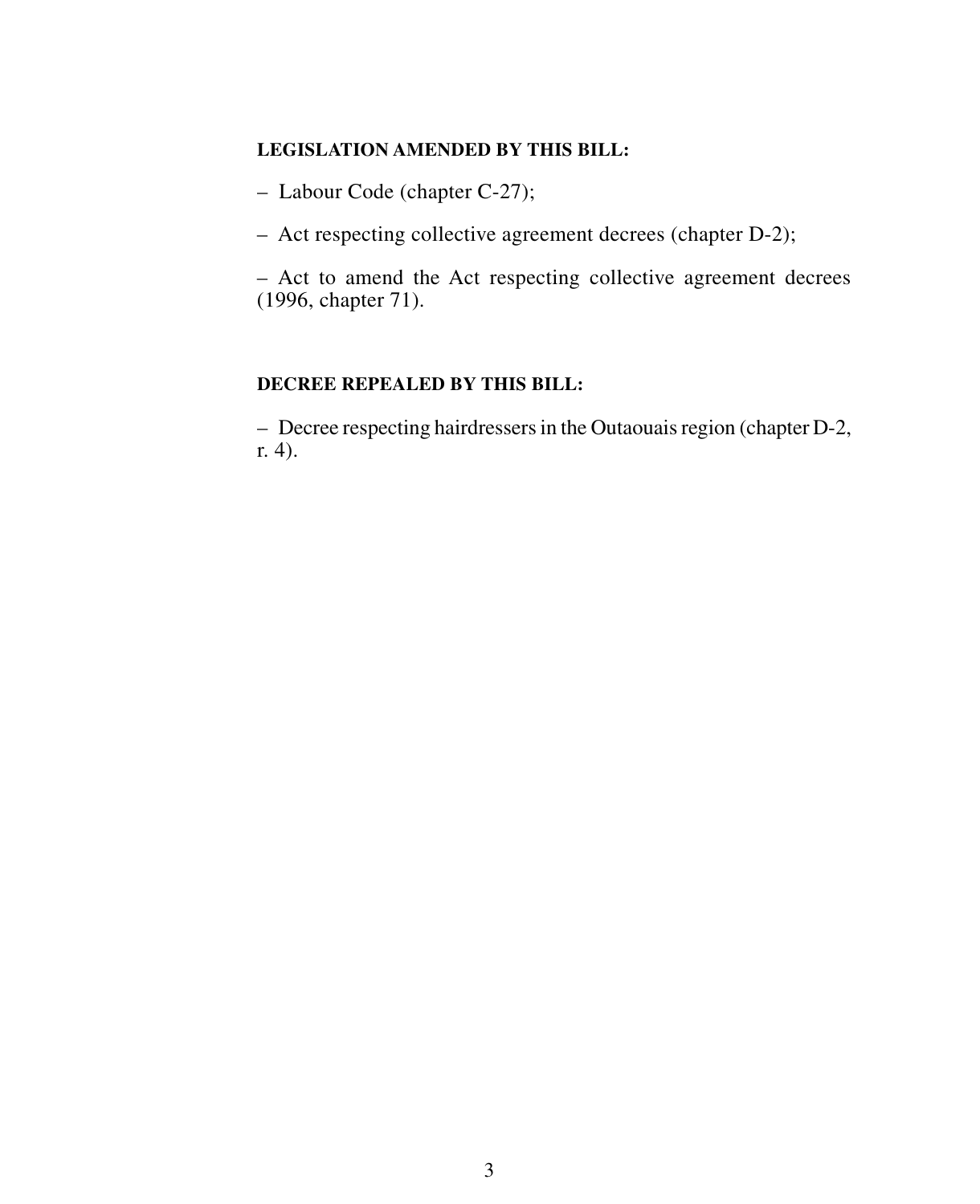**LEGISLATION AMENDED BY THIS BILL:**

– Labour Code (chapter C-27);

– Act respecting collective agreement decrees (chapter D-2);

– Act to amend the Act respecting collective agreement decrees (1996, chapter 71).

**DECREE REPEALED BY THIS BILL:**

– Decree respecting hairdressers in the Outaouais region (chapter D-2, r. 4).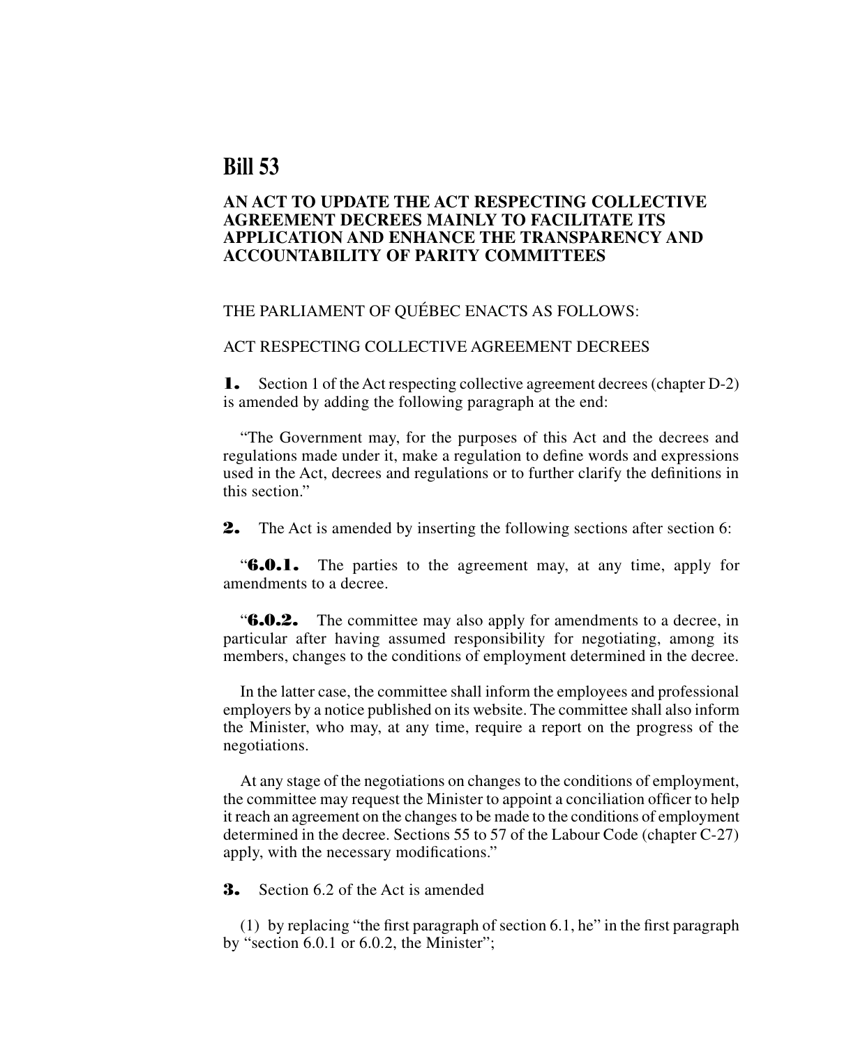# Bill 53

## AN ACT TO UPDATE THE ACT RESPECTING COLLECTIVE AGREEMENT DECREES MAINLY TO FACILITATE ITS APPLICATION AND ENHANCE THE TRANSPARENCY AND ACCOUNTABILITY OF PARITY COMMITTEES

THE PARLIAMENT OF QUÉBEC ENACTS AS FOLLOWS:

ACT RESPECTING COLLECTIVE AGREEMENT DECREES

**1.** Section 1 of the Act respecting collective agreement decrees (chapter D-2) is amended by adding the following paragraph at the end:

"The Government may, for the purposes of this Act and the decrees and regulations made under it, make a regulation to define words and expressions used in the Act, decrees and regulations or to further clarify the definitions in this section."

**2.** The Act is amended by inserting the following sections after section 6:

"**6.0.1.** The parties to the agreement may, at any time, apply for amendments to a decree.

"**6.0.2.** The committee may also apply for amendments to a decree, in particular after having assumed responsibility for negotiating, among its members, changes to the conditions of employment determined in the decree.

In the latter case, the committee shall inform the employees and professional employers by a notice published on its website. The committee shall also inform the Minister, who may, at any time, require a report on the progress of the negotiations.

At any stage of the negotiations on changes to the conditions of employment, the committee may request the Minister to appoint a conciliation officer to help it reach an agreement on the changes to be made to the conditions of employment determined in the decree. Sections 55 to 57 of the Labour Code (chapter C-27) apply, with the necessary modifications."

**3.** Section 6.2 of the Act is amended

(1) by replacing "the first paragraph of section 6.1, he" in the first paragraph by "section 6.0.1 or 6.0.2, the Minister";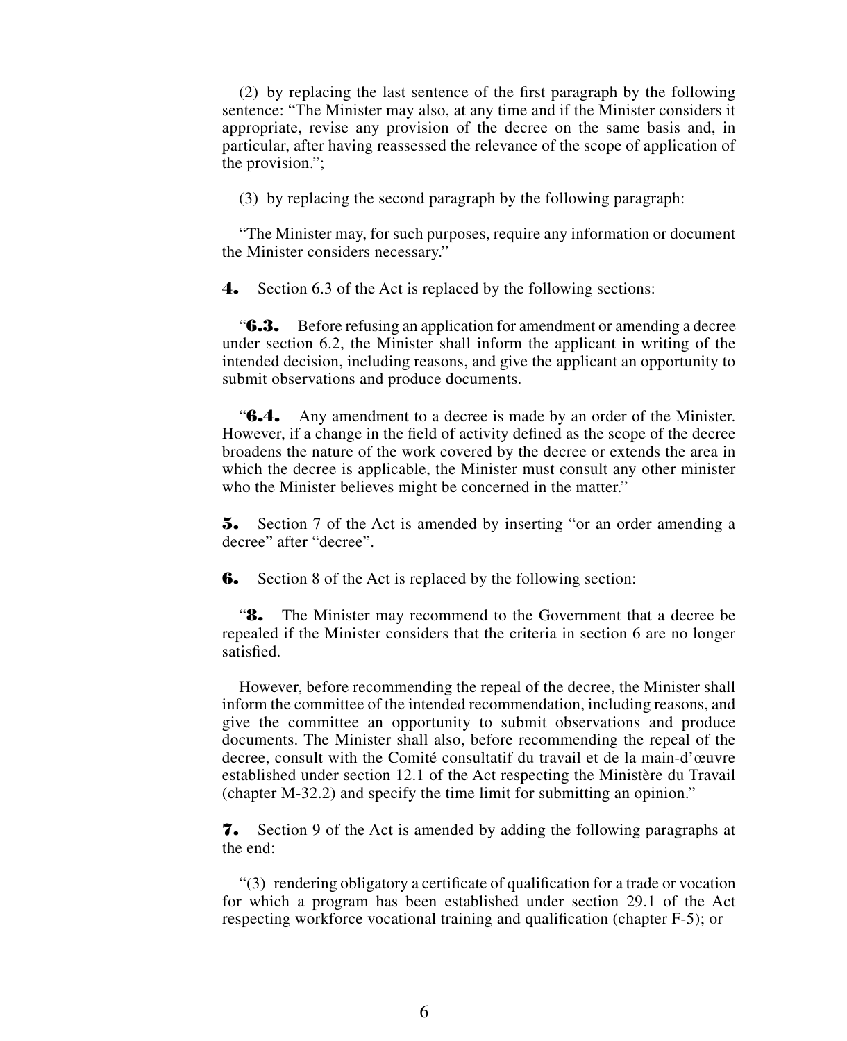(2) by replacing the last sentence of the first paragraph by the following sentence: "The Minister may also, at any time and if the Minister considers it appropriate, revise any provision of the decree on the same basis and, in particular, after having reassessed the relevance of the scope of application of the provision.";

(3) by replacing the second paragraph by the following paragraph:

"The Minister may, for such purposes, require any information or document the Minister considers necessary."

**4.** Section 6.3 of the Act is replaced by the following sections:

"**6.3.** Before refusing an application for amendment or amending a decree under section 6.2, the Minister shall inform the applicant in writing of the intended decision, including reasons, and give the applicant an opportunity to submit observations and produce documents.

"**6.4.** Any amendment to a decree is made by an order of the Minister. However, if a change in the field of activity defined as the scope of the decree broadens the nature of the work covered by the decree or extends the area in which the decree is applicable, the Minister must consult any other minister who the Minister believes might be concerned in the matter."

**5.** Section 7 of the Act is amended by inserting "or an order amending a decree" after "decree".

**6.** Section 8 of the Act is replaced by the following section:

"**8.** The Minister may recommend to the Government that a decree be repealed if the Minister considers that the criteria in section 6 are no longer satisfied.

However, before recommending the repeal of the decree, the Minister shall inform the committee of the intended recommendation, including reasons, and give the committee an opportunity to submit observations and produce documents. The Minister shall also, before recommending the repeal of the decree, consult with the Comité consultatif du travail et de la main-d'œuvre established under section 12.1 of the Act respecting the Ministère du Travail (chapter M-32.2) and specify the time limit for submitting an opinion."

**7.** Section 9 of the Act is amended by adding the following paragraphs at the end:

"(3) rendering obligatory a certificate of qualification for a trade or vocation for which a program has been established under section 29.1 of the Act respecting workforce vocational training and qualification (chapter F-5); or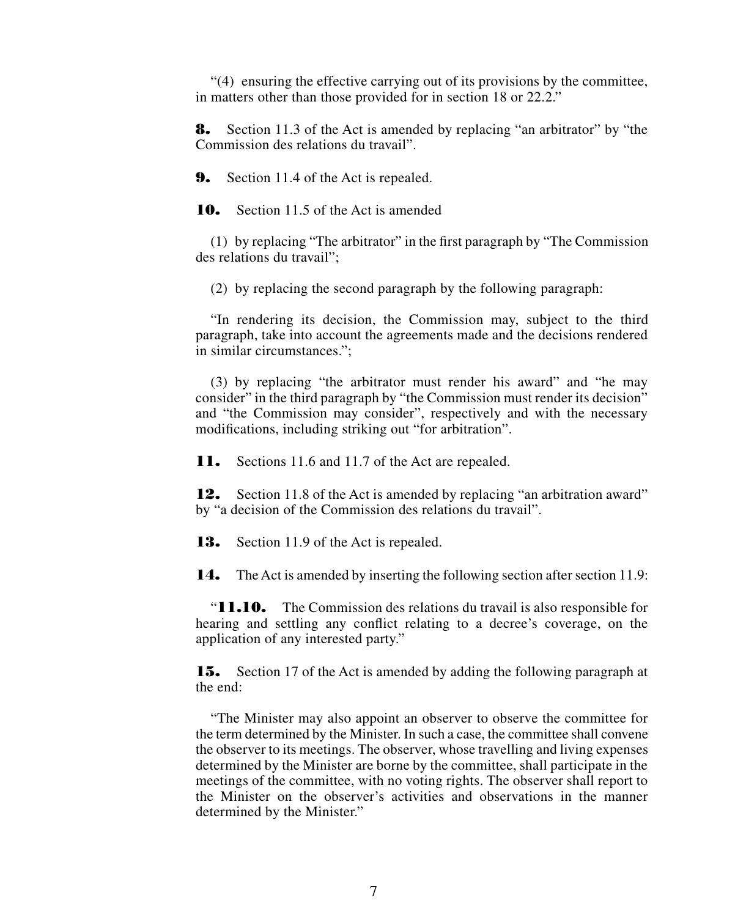"(4) ensuring the effective carrying out of its provisions by the committee, in matters other than those provided for in section 18 or 22.2."

**8.** Section 11.3 of the Act is amended by replacing "an arbitrator" by "the Commission des relations du travail".

**9.** Section 11.4 of the Act is repealed.

**10.** Section 11.5 of the Act is amended

(1) by replacing "The arbitrator" in the first paragraph by "The Commission des relations du travail";

(2) by replacing the second paragraph by the following paragraph:

"In rendering its decision, the Commission may, subject to the third paragraph, take into account the agreements made and the decisions rendered in similar circumstances.";

(3) by replacing "the arbitrator must render his award" and "he may consider" in the third paragraph by "the Commission must render its decision" and "the Commission may consider", respectively and with the necessary modifications, including striking out "for arbitration".

**11.** Sections 11.6 and 11.7 of the Act are repealed.

**12.** Section 11.8 of the Act is amended by replacing "an arbitration award" by "a decision of the Commission des relations du travail".

**13.** Section 11.9 of the Act is repealed.

**14.** The Act is amended by inserting the following section after section 11.9:

"**11.10.** The Commission des relations du travail is also responsible for hearing and settling any conflict relating to a decree's coverage, on the application of any interested party."

**15.** Section 17 of the Act is amended by adding the following paragraph at the end:

"The Minister may also appoint an observer to observe the committee for the term determined by the Minister. In such a case, the committee shall convene the observer to its meetings. The observer, whose travelling and living expenses determined by the Minister are borne by the committee, shall participate in the meetings of the committee, with no voting rights. The observer shall report to the Minister on the observer's activities and observations in the manner determined by the Minister."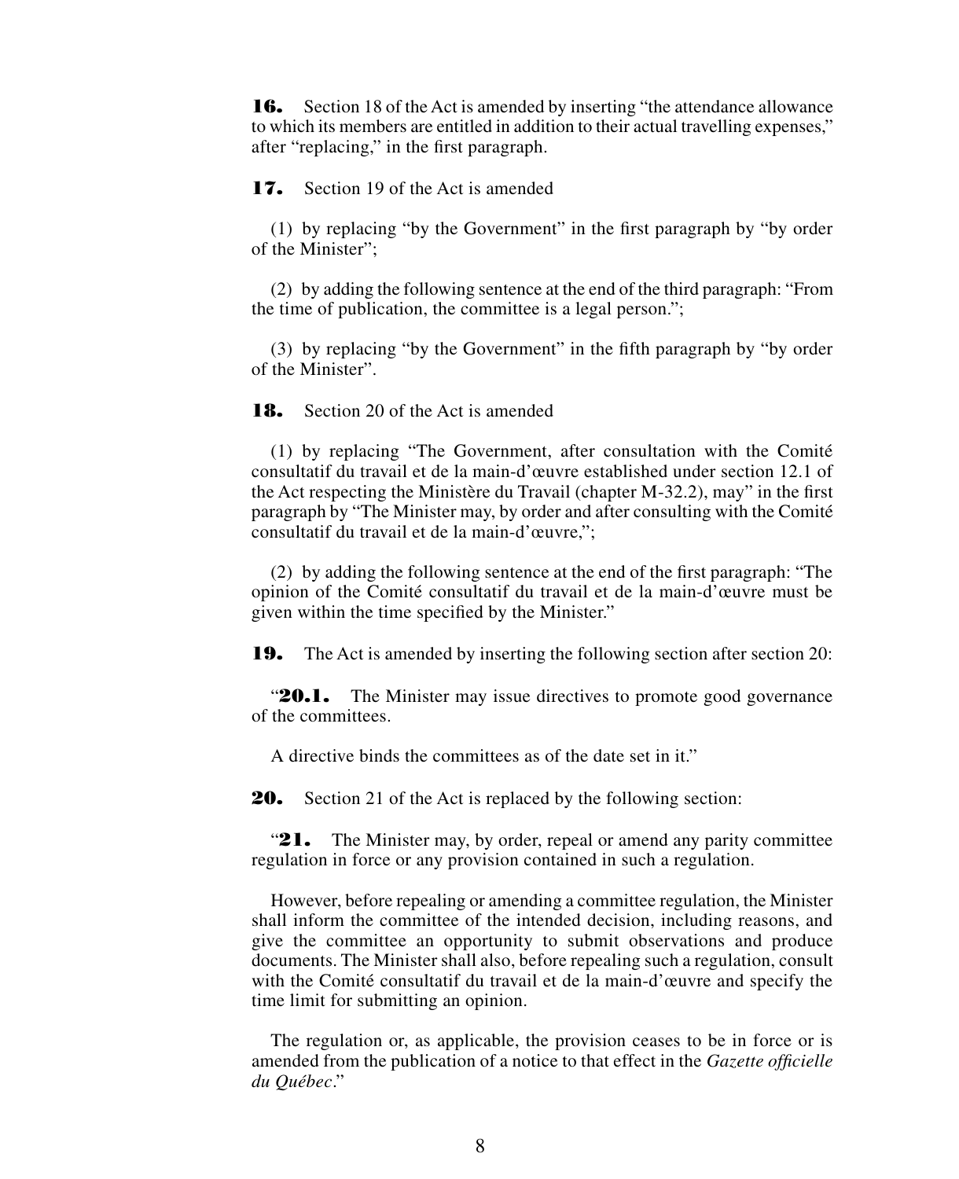**16.** Section 18 of the Act is amended by inserting "the attendance allowance to which its members are entitled in addition to their actual travelling expenses," after "replacing," in the first paragraph.

**17.** Section 19 of the Act is amended

(1) by replacing "by the Government" in the first paragraph by "by order of the Minister";

(2) by adding the following sentence at the end of the third paragraph: "From the time of publication, the committee is a legal person.";

(3) by replacing "by the Government" in the fifth paragraph by "by order of the Minister".

**18.** Section 20 of the Act is amended

(1) by replacing "The Government, after consultation with the Comité consultatif du travail et de la main-d'œuvre established under section 12.1 of the Act respecting the Ministère du Travail (chapter M-32.2), may" in the first paragraph by "The Minister may, by order and after consulting with the Comité consultatif du travail et de la main-d'œuvre,";

(2) by adding the following sentence at the end of the first paragraph: "The opinion of the Comité consultatif du travail et de la main-d'œuvre must be given within the time specified by the Minister."

**19.** The Act is amended by inserting the following section after section 20:

"**20.1.** The Minister may issue directives to promote good governance of the committees.

A directive binds the committees as of the date set in it."

**20.** Section 21 of the Act is replaced by the following section:

"**21.** The Minister may, by order, repeal or amend any parity committee regulation in force or any provision contained in such a regulation.

However, before repealing or amending a committee regulation, the Minister shall inform the committee of the intended decision, including reasons, and give the committee an opportunity to submit observations and produce documents. The Minister shall also, before repealing such a regulation, consult with the Comité consultatif du travail et de la main-d'œuvre and specify the time limit for submitting an opinion.

The regulation or, as applicable, the provision ceases to be in force or is amended from the publication of a notice to that effect in the *Gazette officielle du Québec*."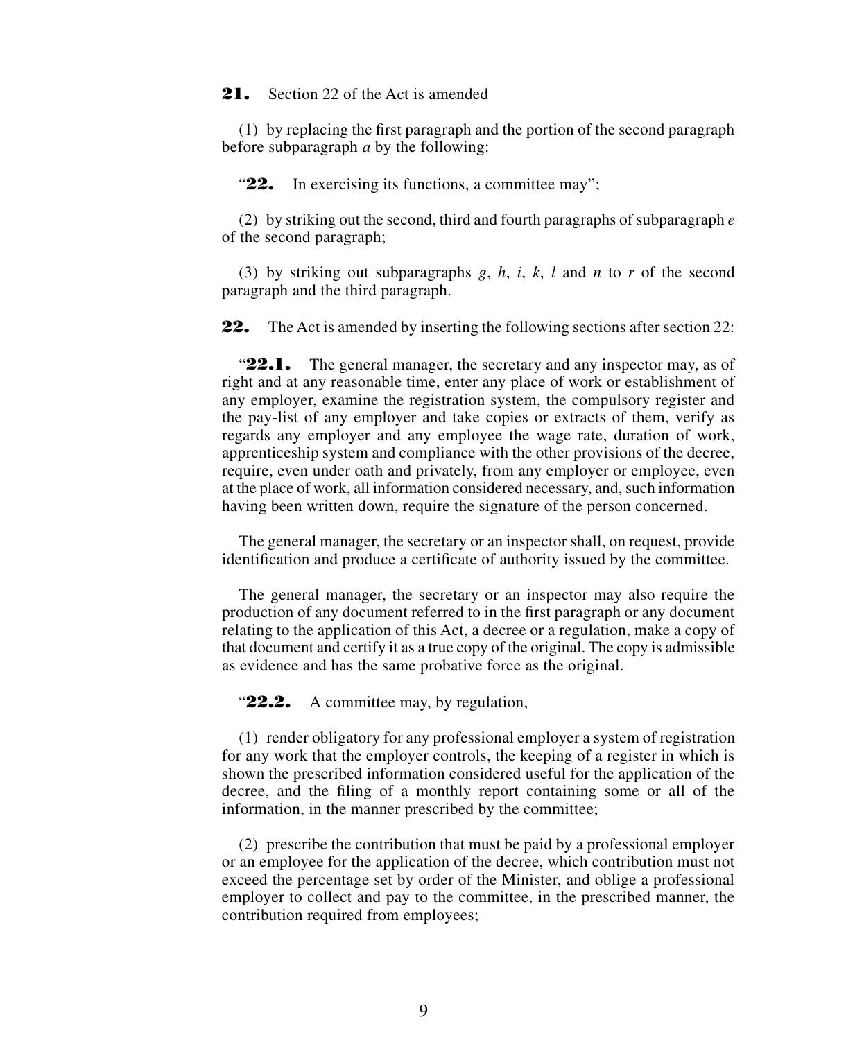**21.** Section 22 of the Act is amended

(1) by replacing the first paragraph and the portion of the second paragraph before subparagraph *a* by the following:

"**22.** In exercising its functions, a committee may";

(2) by striking out the second, third and fourth paragraphs of subparagraph *e* of the second paragraph;

(3) by striking out subparagraphs *g*, *h*, *i*, *k*, *l* and *n* to *r* of the second paragraph and the third paragraph.

**22.** The Act is amended by inserting the following sections after section 22:

"**22.1.** The general manager, the secretary and any inspector may, as of right and at any reasonable time, enter any place of work or establishment of any employer, examine the registration system, the compulsory register and the pay-list of any employer and take copies or extracts of them, verify as regards any employer and any employee the wage rate, duration of work, apprenticeship system and compliance with the other provisions of the decree, require, even under oath and privately, from any employer or employee, even at the place of work, all information considered necessary, and, such information having been written down, require the signature of the person concerned.

The general manager, the secretary or an inspector shall, on request, provide identification and produce a certificate of authority issued by the committee.

The general manager, the secretary or an inspector may also require the production of any document referred to in the first paragraph or any document relating to the application of this Act, a decree or a regulation, make a copy of that document and certify it as a true copy of the original. The copy is admissible as evidence and has the same probative force as the original.

"**22.2.** A committee may, by regulation,

(1) render obligatory for any professional employer a system of registration for any work that the employer controls, the keeping of a register in which is shown the prescribed information considered useful for the application of the decree, and the filing of a monthly report containing some or all of the information, in the manner prescribed by the committee;

(2) prescribe the contribution that must be paid by a professional employer or an employee for the application of the decree, which contribution must not exceed the percentage set by order of the Minister, and oblige a professional employer to collect and pay to the committee, in the prescribed manner, the contribution required from employees;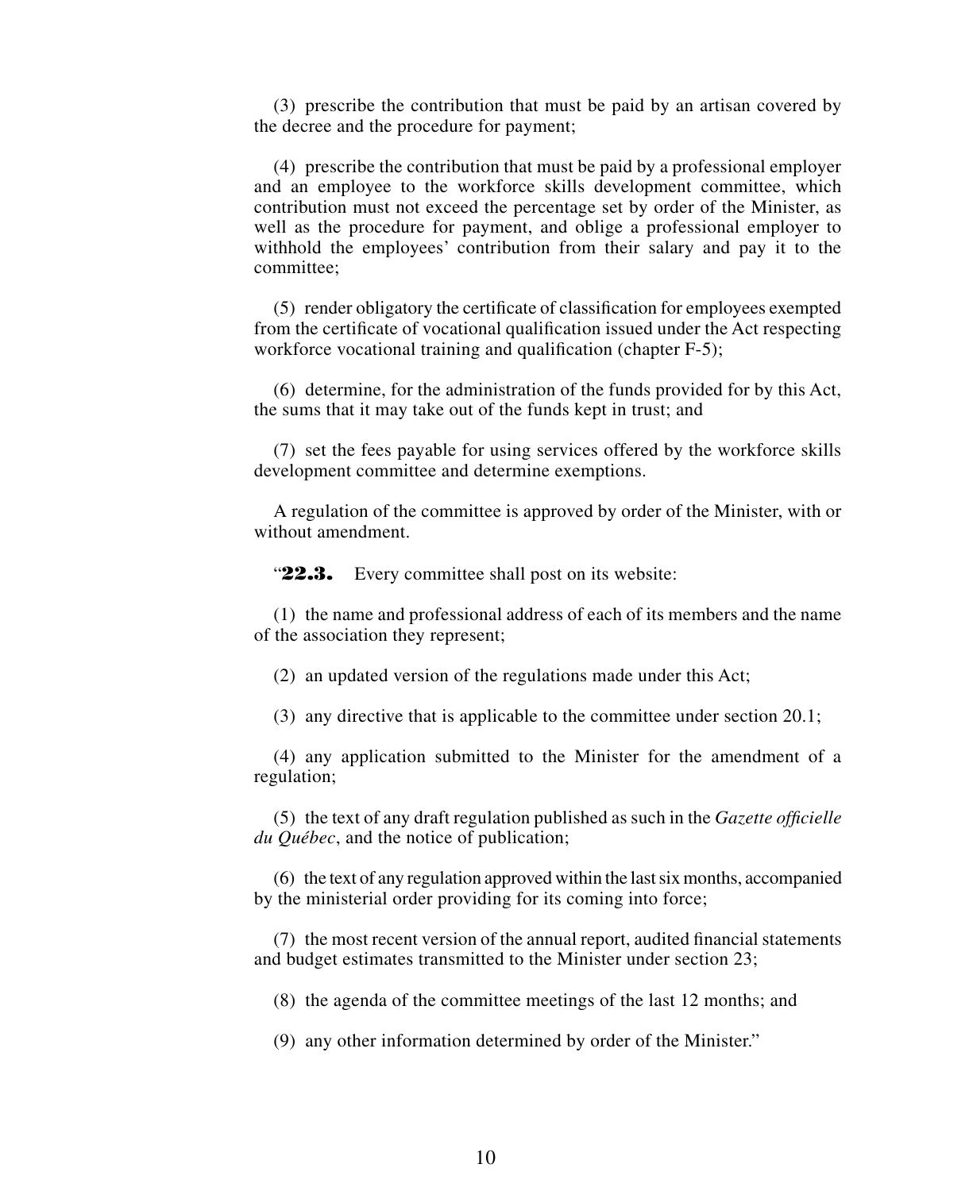(3) prescribe the contribution that must be paid by an artisan covered by the decree and the procedure for payment;

(4) prescribe the contribution that must be paid by a professional employer and an employee to the workforce skills development committee, which contribution must not exceed the percentage set by order of the Minister, as well as the procedure for payment, and oblige a professional employer to withhold the employees' contribution from their salary and pay it to the committee;

(5) render obligatory the certificate of classification for employees exempted from the certificate of vocational qualification issued under the Act respecting workforce vocational training and qualification (chapter F-5);

(6) determine, for the administration of the funds provided for by this Act, the sums that it may take out of the funds kept in trust; and

(7) set the fees payable for using services offered by the workforce skills development committee and determine exemptions.

A regulation of the committee is approved by order of the Minister, with or without amendment.

"**22.3.** Every committee shall post on its website:

(1) the name and professional address of each of its members and the name of the association they represent;

(2) an updated version of the regulations made under this Act;

(3) any directive that is applicable to the committee under section 20.1;

(4) any application submitted to the Minister for the amendment of a regulation;

(5) the text of any draft regulation published as such in the *Gazette officielle du Québec*, and the notice of publication;

(6) the text of any regulation approved within the last six months, accompanied by the ministerial order providing for its coming into force;

(7) the most recent version of the annual report, audited financial statements and budget estimates transmitted to the Minister under section 23;

(8) the agenda of the committee meetings of the last 12 months; and

(9) any other information determined by order of the Minister."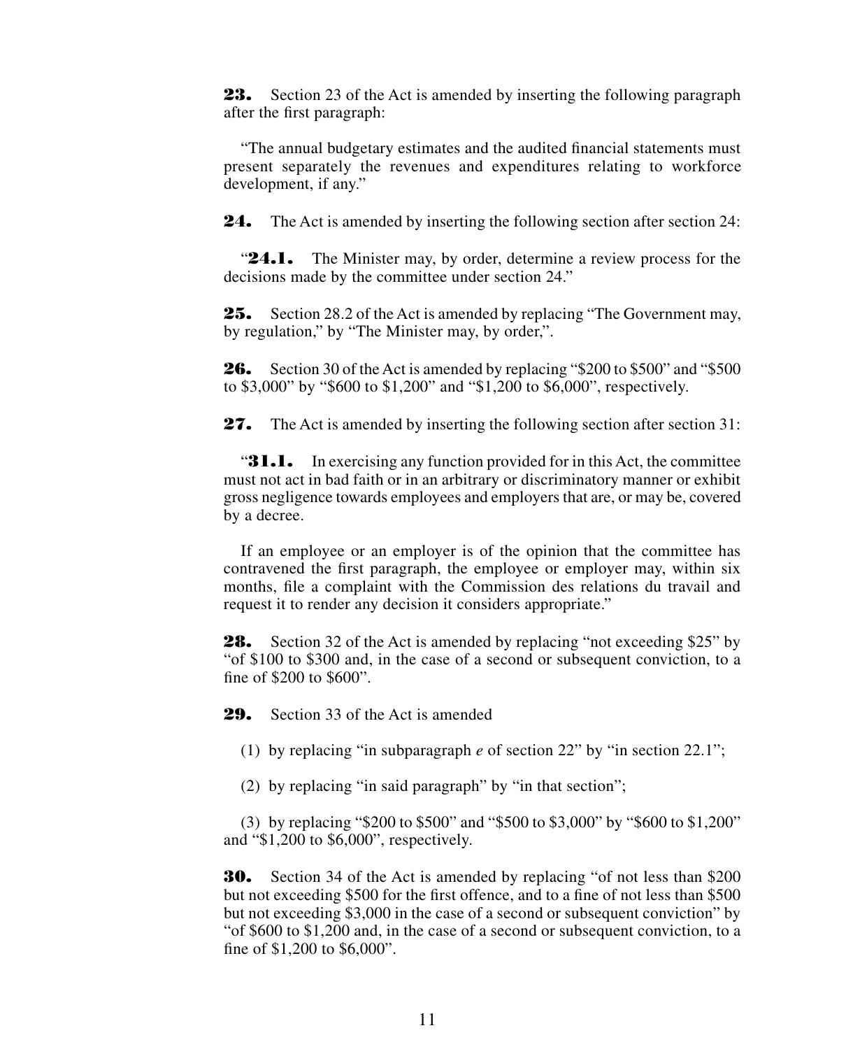**23.** Section 23 of the Act is amended by inserting the following paragraph after the first paragraph:

"The annual budgetary estimates and the audited financial statements must present separately the revenues and expenditures relating to workforce development, if any."

**24.** The Act is amended by inserting the following section after section 24:

"**24.1.** The Minister may, by order, determine a review process for the decisions made by the committee under section 24."

**25.** Section 28.2 of the Act is amended by replacing "The Government may, by regulation," by "The Minister may, by order,".

**26.** Section 30 of the Act is amended by replacing "$200 to $500" and "$500 to $3,000" by "$600 to $1,200" and "$1,200 to $6,000", respectively.

**27.** The Act is amended by inserting the following section after section 31:

"**31.1.** In exercising any function provided for in this Act, the committee must not act in bad faith or in an arbitrary or discriminatory manner or exhibit gross negligence towards employees and employers that are, or may be, covered by a decree.

If an employee or an employer is of the opinion that the committee has contravened the first paragraph, the employee or employer may, within six months, file a complaint with the Commission des relations du travail and request it to render any decision it considers appropriate."

**28.** Section 32 of the Act is amended by replacing "not exceeding $25" by "of $100 to $300 and, in the case of a second or subsequent conviction, to a fine of $200 to $600".

**29.** Section 33 of the Act is amended

(1) by replacing "in subparagraph *e* of section 22" by "in section 22.1";

(2) by replacing "in said paragraph" by "in that section";

(3) by replacing "$200 to $500" and "$500 to $3,000" by "$600 to $1,200" and "$1,200 to $6,000", respectively.

**30.** Section 34 of the Act is amended by replacing "of not less than $200 but not exceeding $500 for the first offence, and to a fine of not less than $500 but not exceeding $3,000 in the case of a second or subsequent conviction" by "of $600 to $1,200 and, in the case of a second or subsequent conviction, to a fine of $1,200 to $6,000".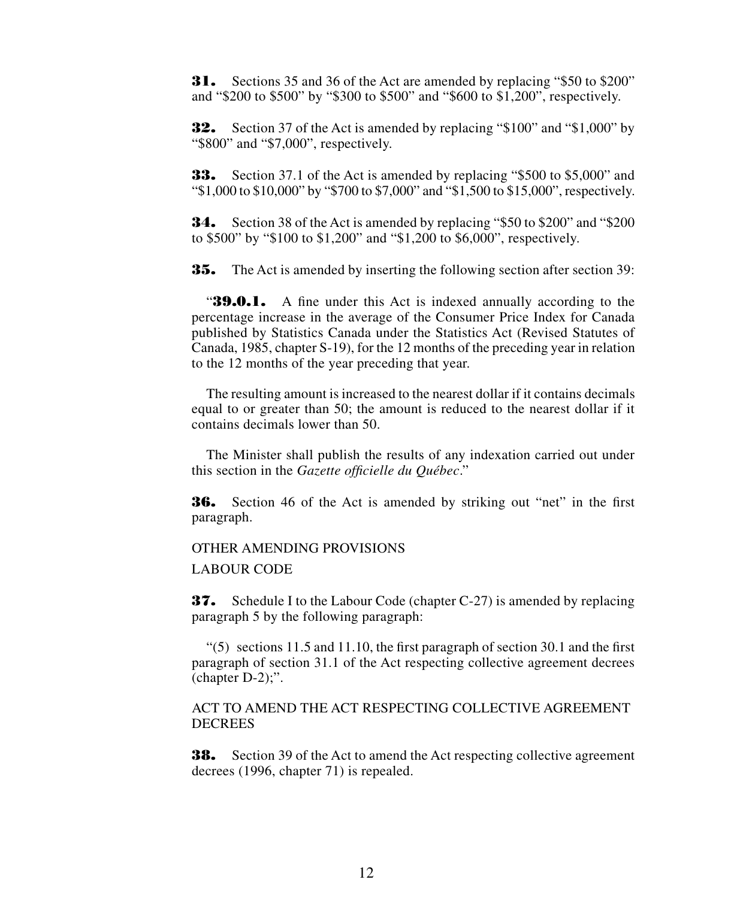**31.** Sections 35 and 36 of the Act are amended by replacing "$50 to $200" and "$200 to $500" by "$300 to $500" and "$600 to $1,200", respectively.

**32.** Section 37 of the Act is amended by replacing "$100" and "$1,000" by "$800" and "$7,000", respectively.

**33.** Section 37.1 of the Act is amended by replacing "$500 to $5,000" and "$1,000 to $10,000" by "$700 to $7,000" and "$1,500 to $15,000", respectively.

**34.** Section 38 of the Act is amended by replacing "$50 to $200" and "$200 to $500" by "$100 to $1,200" and "$1,200 to $6,000", respectively.

**35.** The Act is amended by inserting the following section after section 39:

"**39.0.1.** A fine under this Act is indexed annually according to the percentage increase in the average of the Consumer Price Index for Canada published by Statistics Canada under the Statistics Act (Revised Statutes of Canada, 1985, chapter S-19), for the 12 months of the preceding year in relation to the 12 months of the year preceding that year.

The resulting amount is increased to the nearest dollar if it contains decimals equal to or greater than 50; the amount is reduced to the nearest dollar if it contains decimals lower than 50.

The Minister shall publish the results of any indexation carried out under this section in the *Gazette officielle du Québec*."

**36.** Section 46 of the Act is amended by striking out "net" in the first paragraph.

OTHER AMENDING PROVISIONS

LABOUR CODE

**37.** Schedule I to the Labour Code (chapter C-27) is amended by replacing paragraph 5 by the following paragraph:

"(5) sections 11.5 and 11.10, the first paragraph of section 30.1 and the first paragraph of section 31.1 of the Act respecting collective agreement decrees (chapter D-2);".

ACT TO AMEND THE ACT RESPECTING COLLECTIVE AGREEMENT DECREES

**38.** Section 39 of the Act to amend the Act respecting collective agreement decrees (1996, chapter 71) is repealed.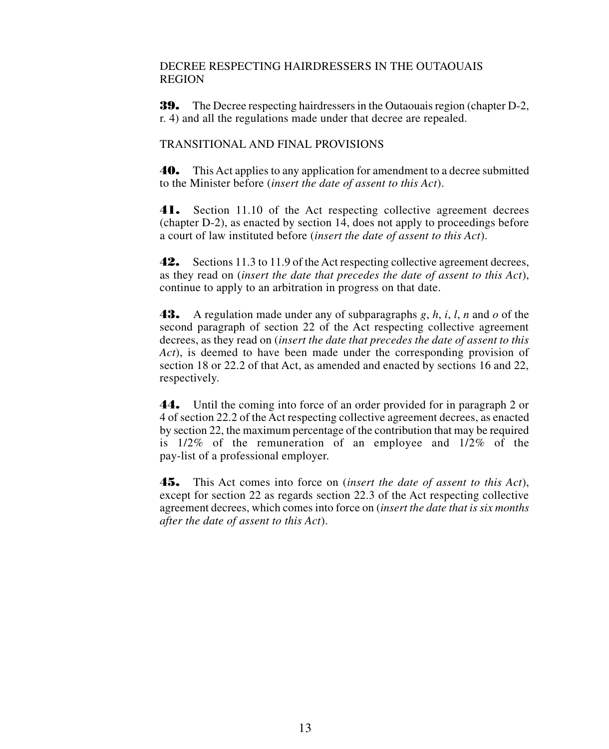DECREE RESPECTING HAIRDRESSERS IN THE OUTAOUAIS REGION

**39.** The Decree respecting hairdressers in the Outaouais region (chapter D-2, r. 4) and all the regulations made under that decree are repealed.

TRANSITIONAL AND FINAL PROVISIONS

**40.** This Act applies to any application for amendment to a decree submitted to the Minister before (*insert the date of assent to this Act*).

**41.** Section 11.10 of the Act respecting collective agreement decrees (chapter D-2), as enacted by section 14, does not apply to proceedings before a court of law instituted before (*insert the date of assent to this Act*).

**42.** Sections 11.3 to 11.9 of the Act respecting collective agreement decrees, as they read on (*insert the date that precedes the date of assent to this Act*), continue to apply to an arbitration in progress on that date.

**43.** A regulation made under any of subparagraphs *g*, *h*, *i*, *l*, *n* and *o* of the second paragraph of section 22 of the Act respecting collective agreement decrees, as they read on (*insert the date that precedes the date of assent to this Act*), is deemed to have been made under the corresponding provision of section 18 or 22.2 of that Act, as amended and enacted by sections 16 and 22, respectively.

**44.** Until the coming into force of an order provided for in paragraph 2 or 4 of section 22.2 of the Act respecting collective agreement decrees, as enacted by section 22, the maximum percentage of the contribution that may be required is 1/2% of the remuneration of an employee and 1/2% of the pay-list of a professional employer.

**45.** This Act comes into force on (*insert the date of assent to this Act*), except for section 22 as regards section 22.3 of the Act respecting collective agreement decrees, which comes into force on (*insert the date that is six months after the date of assent to this Act*).